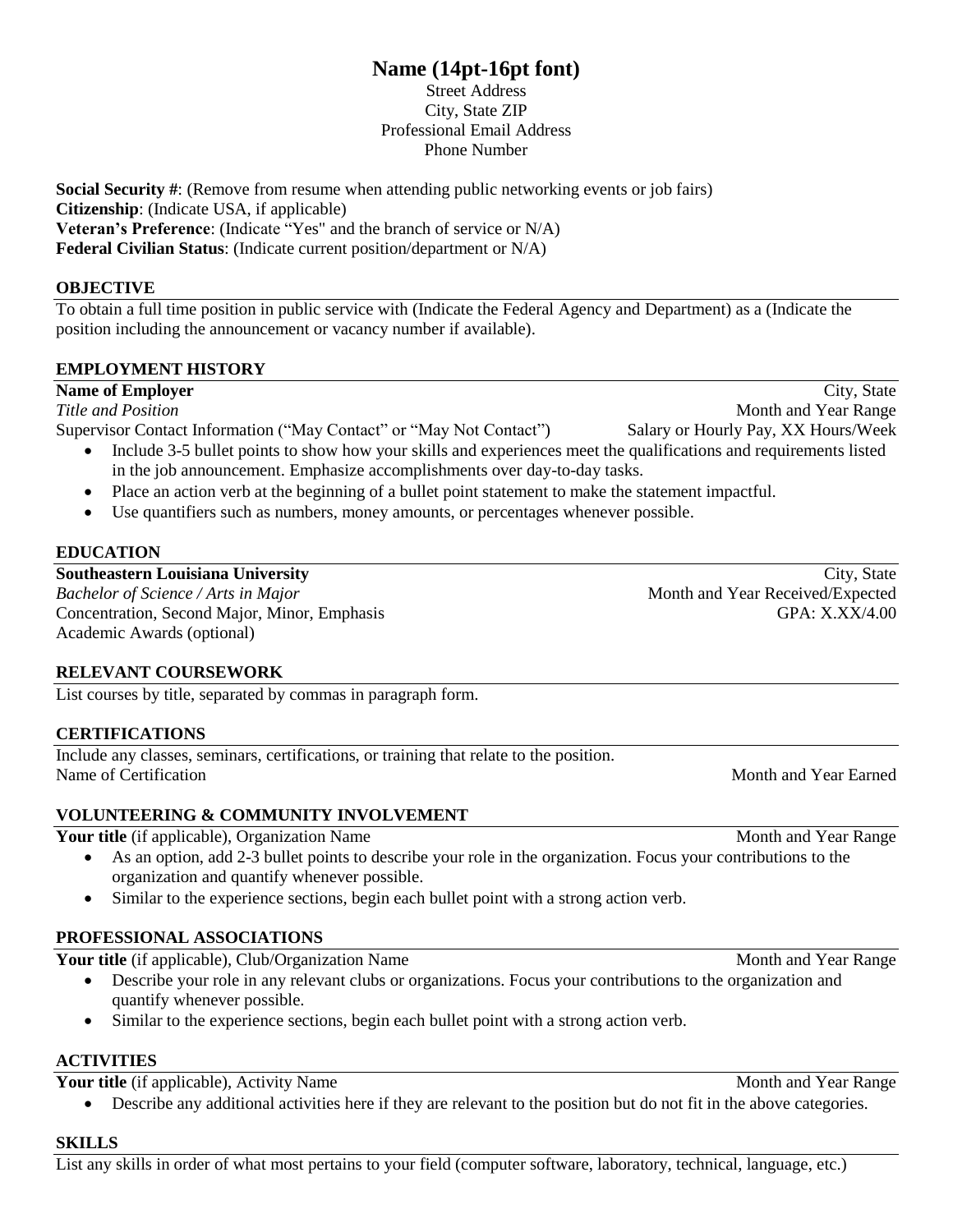# Name (14pt-16pt font)

Street Address
City, State ZIP
Professional Email Address
Phone Number

**Social Security #**: (Remove from resume when attending public networking events or job fairs)
**Citizenship**: (Indicate USA, if applicable)
**Veteran's Preference**: (Indicate "Yes" and the branch of service or N/A)
**Federal Civilian Status**: (Indicate current position/department or N/A)

## OBJECTIVE

To obtain a full time position in public service with (Indicate the Federal Agency and Department) as a (Indicate the position including the announcement or vacancy number if available).

## EMPLOYMENT HISTORY

**Name of Employer** — City, State
*Title and Position* — Month and Year Range
Supervisor Contact Information ("May Contact" or "May Not Contact") — Salary or Hourly Pay, XX Hours/Week

- Include 3-5 bullet points to show how your skills and experiences meet the qualifications and requirements listed in the job announcement. Emphasize accomplishments over day-to-day tasks.
- Place an action verb at the beginning of a bullet point statement to make the statement impactful.
- Use quantifiers such as numbers, money amounts, or percentages whenever possible.

## EDUCATION

**Southeastern Louisiana University** — City, State
*Bachelor of Science / Arts in Major* — Month and Year Received/Expected
Concentration, Second Major, Minor, Emphasis — GPA: X.XX/4.00
Academic Awards (optional)

## RELEVANT COURSEWORK

List courses by title, separated by commas in paragraph form.

## CERTIFICATIONS

Include any classes, seminars, certifications, or training that relate to the position.
Name of Certification — Month and Year Earned

## VOLUNTEERING & COMMUNITY INVOLVEMENT

**Your title** (if applicable), Organization Name — Month and Year Range

- As an option, add 2-3 bullet points to describe your role in the organization. Focus your contributions to the organization and quantify whenever possible.
- Similar to the experience sections, begin each bullet point with a strong action verb.

## PROFESSIONAL ASSOCIATIONS

**Your title** (if applicable), Club/Organization Name — Month and Year Range

- Describe your role in any relevant clubs or organizations. Focus your contributions to the organization and quantify whenever possible.
- Similar to the experience sections, begin each bullet point with a strong action verb.

## ACTIVITIES

**Your title** (if applicable), Activity Name — Month and Year Range

- Describe any additional activities here if they are relevant to the position but do not fit in the above categories.

## SKILLS

List any skills in order of what most pertains to your field (computer software, laboratory, technical, language, etc.)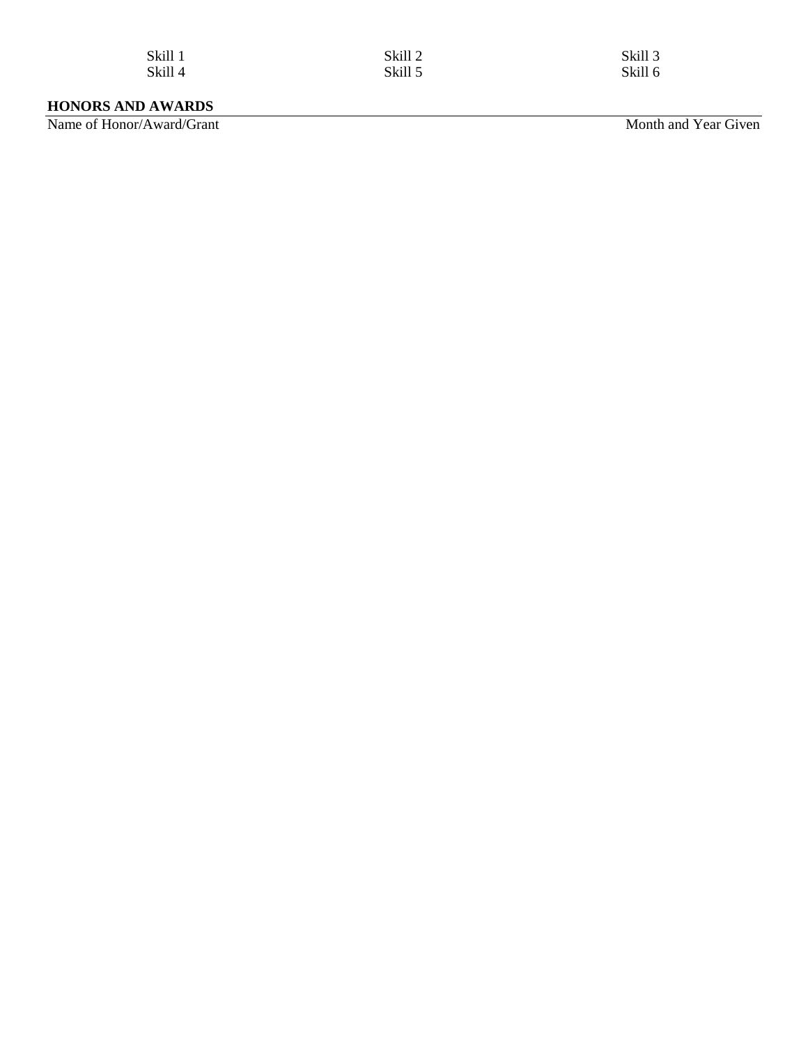| | | |
|---|---|---|
| Skill 1 | Skill 2 | Skill 3 |
| Skill 4 | Skill 5 | Skill 6 |

## HONORS AND AWARDS

Name of Honor/Award/Grant — Month and Year Given